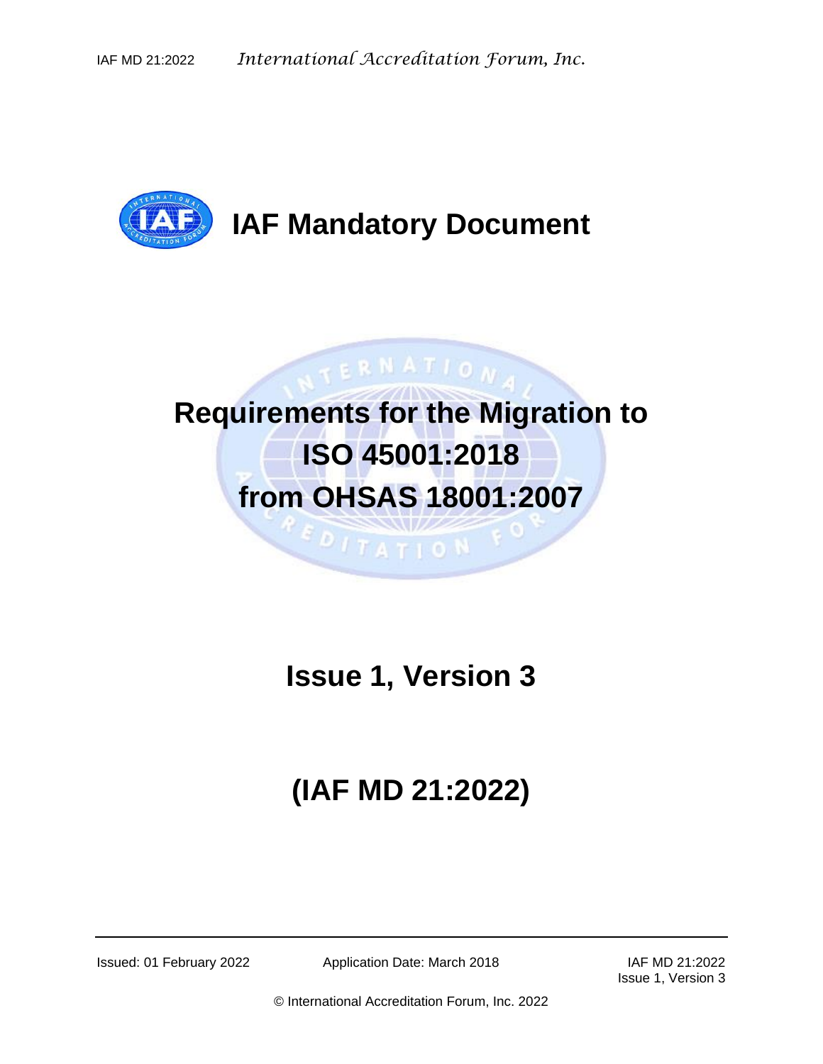# IAF Mandatory Document

# Requirements for the Migration to ISO 45001:2018 from OHSAS 18001:2007

## Issue 1, Version 3

## (IAF MD 21:2022)

Issued: 01 February 2022 | Application Date: March 2018 | IAF MD 21:2022 Issue 1, Version 3

© International Accreditation Forum, Inc. 2022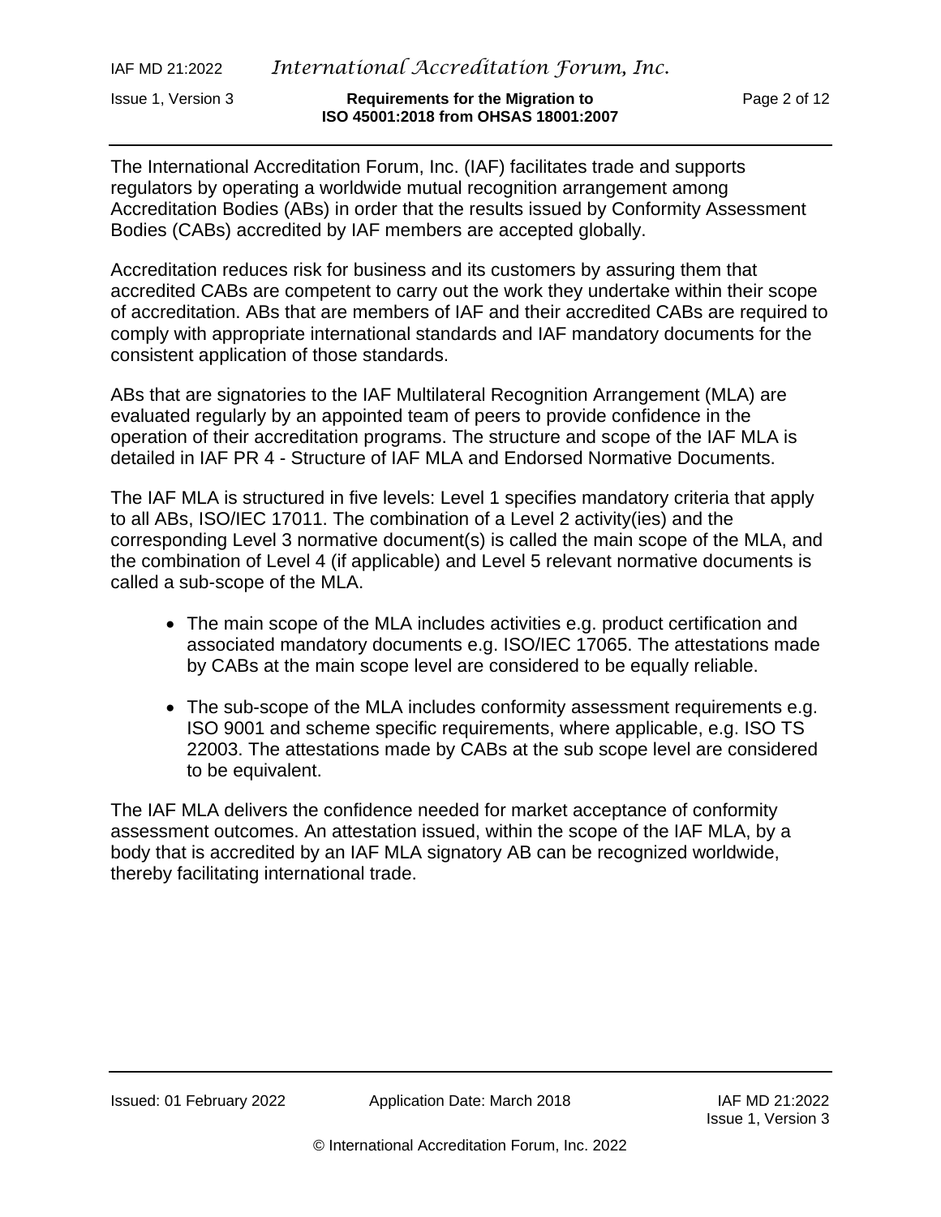The International Accreditation Forum, Inc. (IAF) facilitates trade and supports regulators by operating a worldwide mutual recognition arrangement among Accreditation Bodies (ABs) in order that the results issued by Conformity Assessment Bodies (CABs) accredited by IAF members are accepted globally.

Accreditation reduces risk for business and its customers by assuring them that accredited CABs are competent to carry out the work they undertake within their scope of accreditation. ABs that are members of IAF and their accredited CABs are required to comply with appropriate international standards and IAF mandatory documents for the consistent application of those standards.

ABs that are signatories to the IAF Multilateral Recognition Arrangement (MLA) are evaluated regularly by an appointed team of peers to provide confidence in the operation of their accreditation programs. The structure and scope of the IAF MLA is detailed in IAF PR 4 - Structure of IAF MLA and Endorsed Normative Documents.

The IAF MLA is structured in five levels: Level 1 specifies mandatory criteria that apply to all ABs, ISO/IEC 17011. The combination of a Level 2 activity(ies) and the corresponding Level 3 normative document(s) is called the main scope of the MLA, and the combination of Level 4 (if applicable) and Level 5 relevant normative documents is called a sub-scope of the MLA.

- The main scope of the MLA includes activities e.g. product certification and associated mandatory documents e.g. ISO/IEC 17065. The attestations made by CABs at the main scope level are considered to be equally reliable.
- The sub-scope of the MLA includes conformity assessment requirements e.g. ISO 9001 and scheme specific requirements, where applicable, e.g. ISO TS 22003. The attestations made by CABs at the sub scope level are considered to be equivalent.

The IAF MLA delivers the confidence needed for market acceptance of conformity assessment outcomes. An attestation issued, within the scope of the IAF MLA, by a body that is accredited by an IAF MLA signatory AB can be recognized worldwide, thereby facilitating international trade.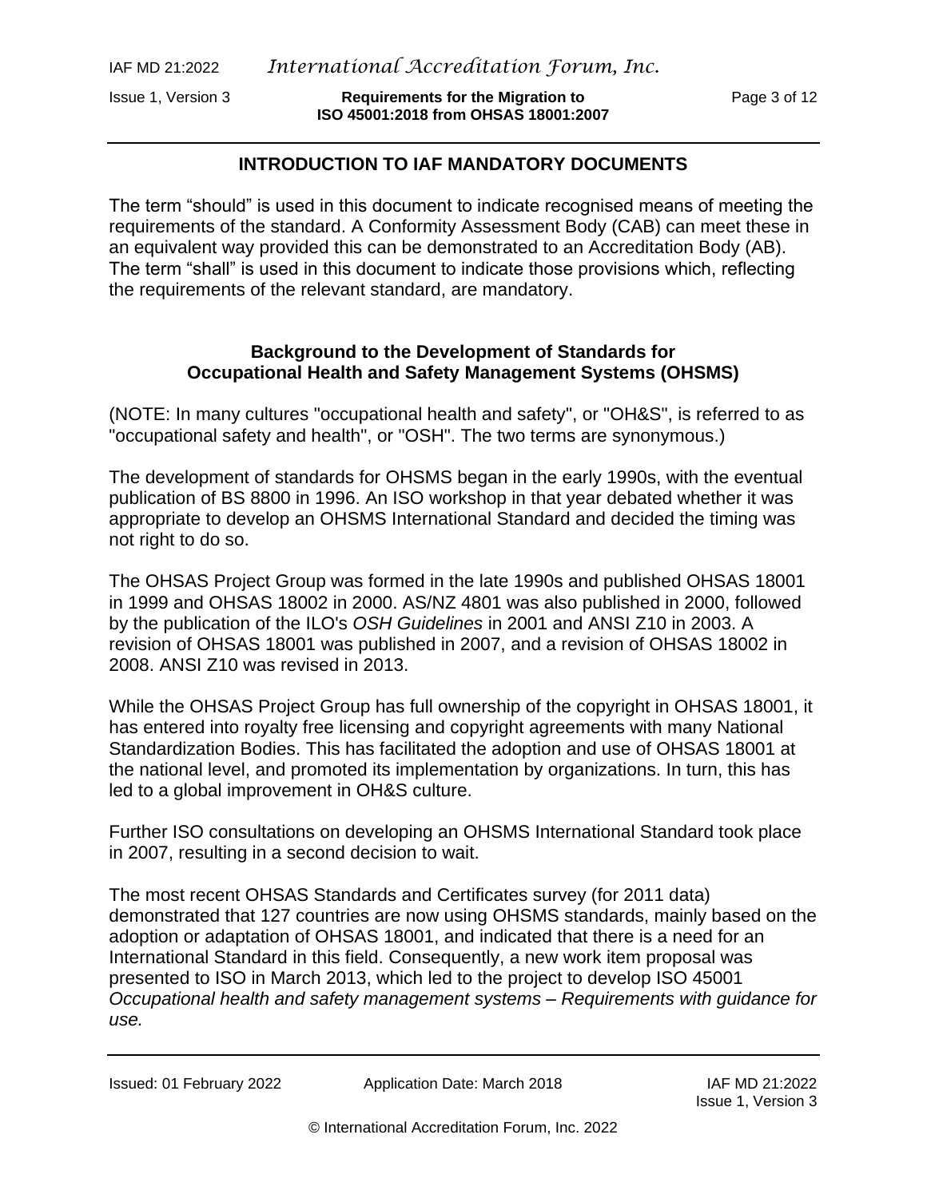## INTRODUCTION TO IAF MANDATORY DOCUMENTS

The term "should" is used in this document to indicate recognised means of meeting the requirements of the standard. A Conformity Assessment Body (CAB) can meet these in an equivalent way provided this can be demonstrated to an Accreditation Body (AB). The term "shall" is used in this document to indicate those provisions which, reflecting the requirements of the relevant standard, are mandatory.

### Background to the Development of Standards for Occupational Health and Safety Management Systems (OHSMS)

(NOTE: In many cultures "occupational health and safety", or "OH&S", is referred to as "occupational safety and health", or "OSH". The two terms are synonymous.)

The development of standards for OHSMS began in the early 1990s, with the eventual publication of BS 8800 in 1996. An ISO workshop in that year debated whether it was appropriate to develop an OHSMS International Standard and decided the timing was not right to do so.

The OHSAS Project Group was formed in the late 1990s and published OHSAS 18001 in 1999 and OHSAS 18002 in 2000. AS/NZ 4801 was also published in 2000, followed by the publication of the ILO's *OSH Guidelines* in 2001 and ANSI Z10 in 2003. A revision of OHSAS 18001 was published in 2007, and a revision of OHSAS 18002 in 2008. ANSI Z10 was revised in 2013.

While the OHSAS Project Group has full ownership of the copyright in OHSAS 18001, it has entered into royalty free licensing and copyright agreements with many National Standardization Bodies. This has facilitated the adoption and use of OHSAS 18001 at the national level, and promoted its implementation by organizations. In turn, this has led to a global improvement in OH&S culture.

Further ISO consultations on developing an OHSMS International Standard took place in 2007, resulting in a second decision to wait.

The most recent OHSAS Standards and Certificates survey (for 2011 data) demonstrated that 127 countries are now using OHSMS standards, mainly based on the adoption or adaptation of OHSAS 18001, and indicated that there is a need for an International Standard in this field. Consequently, a new work item proposal was presented to ISO in March 2013, which led to the project to develop ISO 45001 *Occupational health and safety management systems – Requirements with guidance for use.*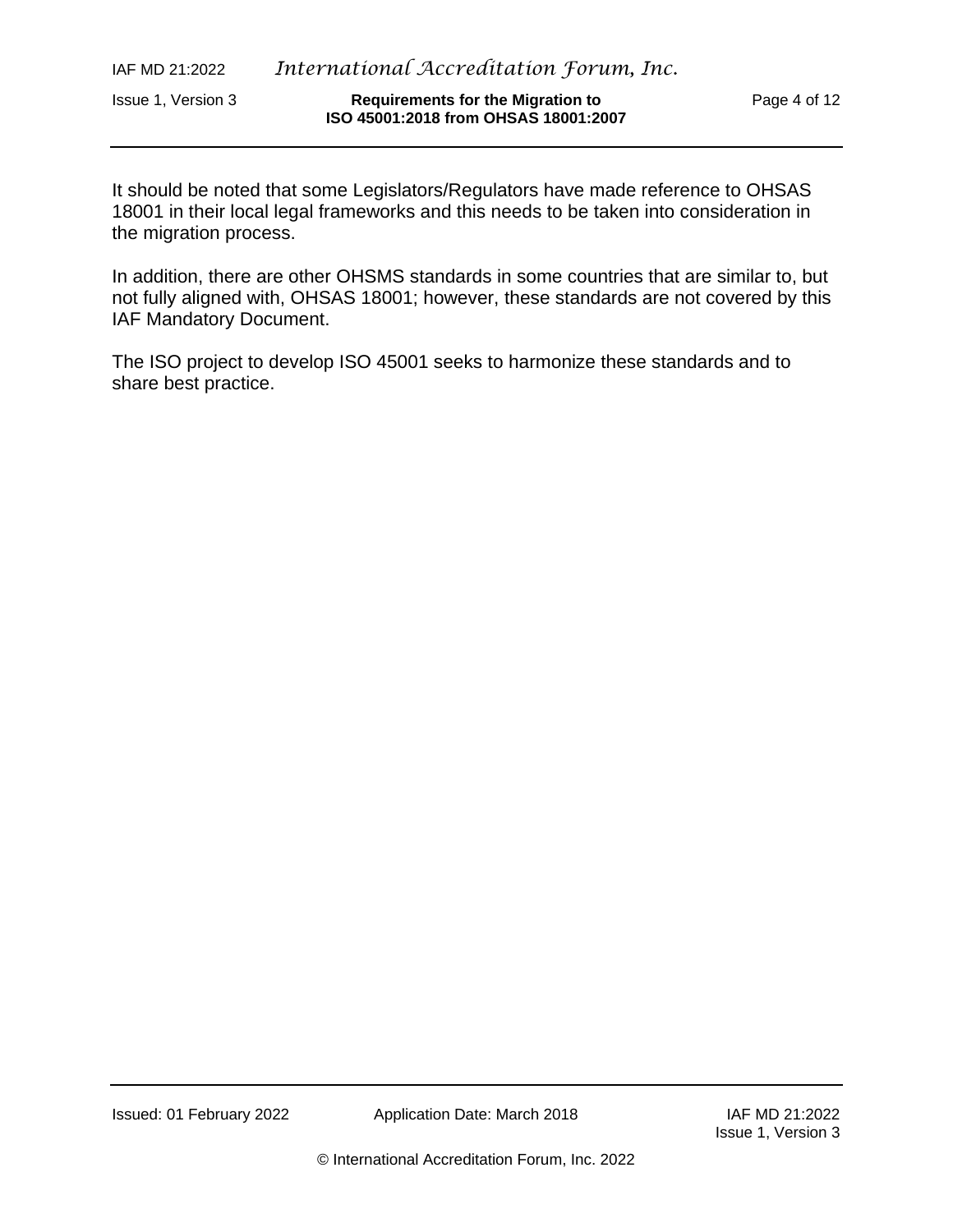It should be noted that some Legislators/Regulators have made reference to OHSAS 18001 in their local legal frameworks and this needs to be taken into consideration in the migration process.

In addition, there are other OHSMS standards in some countries that are similar to, but not fully aligned with, OHSAS 18001; however, these standards are not covered by this IAF Mandatory Document.

The ISO project to develop ISO 45001 seeks to harmonize these standards and to share best practice.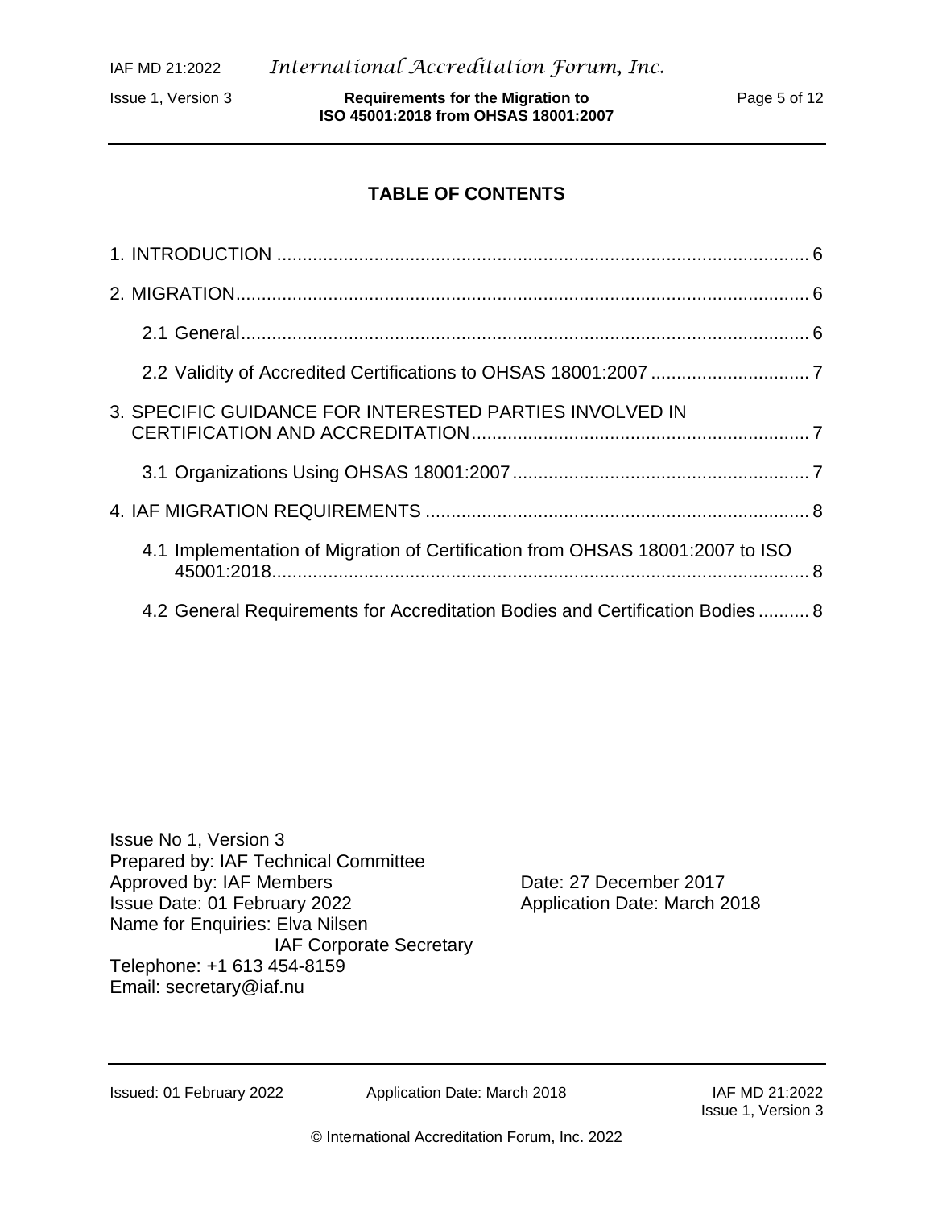## TABLE OF CONTENTS

1. INTRODUCTION ........................................................................................................ 6

2. MIGRATION................................................................................................................ 6

 2.1 General................................................................................................................ 6

 2.2 Validity of Accredited Certifications to OHSAS 18001:2007 ............................... 7

3. SPECIFIC GUIDANCE FOR INTERESTED PARTIES INVOLVED IN CERTIFICATION AND ACCREDITATION.................................................................. 7

 3.1 Organizations Using OHSAS 18001:2007.......................................................... 7

4. IAF MIGRATION REQUIREMENTS ........................................................................... 8

 4.1 Implementation of Migration of Certification from OHSAS 18001:2007 to ISO 45001:2018......................................................................................................... 8

 4.2 General Requirements for Accreditation Bodies and Certification Bodies .......... 8

Issue No 1, Version 3
Prepared by: IAF Technical Committee
Approved by: IAF Members — Date: 27 December 2017
Issue Date: 01 February 2022 — Application Date: March 2018
Name for Enquiries: Elva Nilsen
IAF Corporate Secretary
Telephone: +1 613 454-8159
Email: secretary@iaf.nu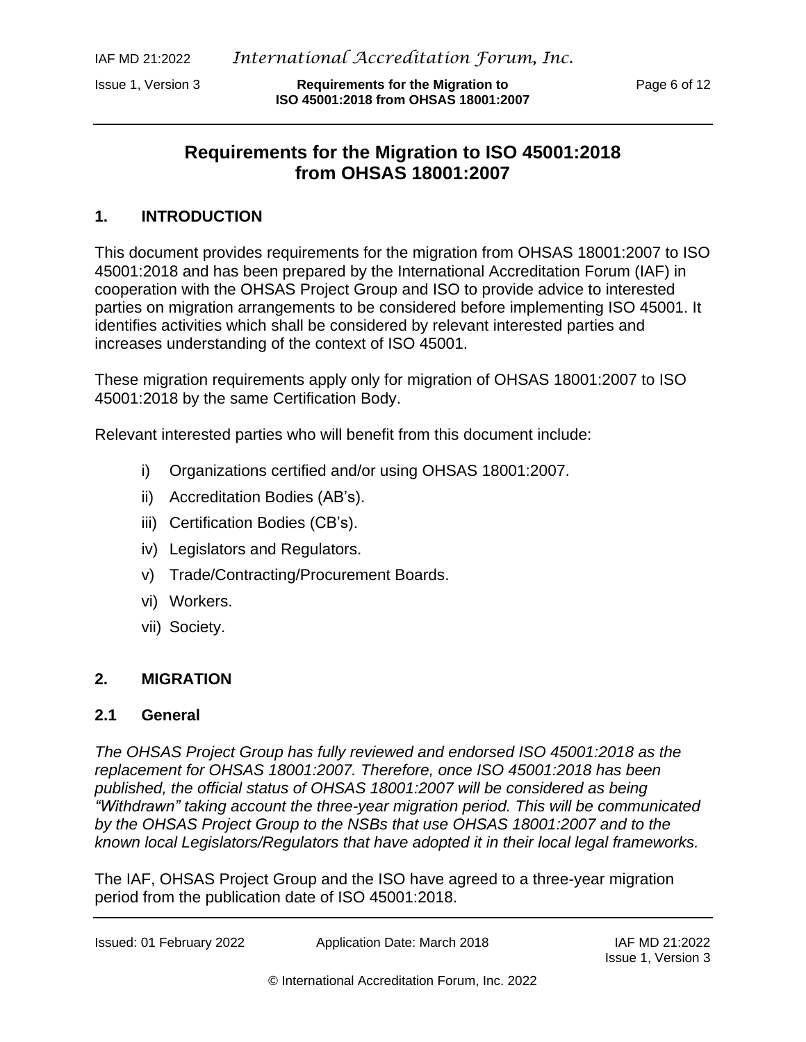# Requirements for the Migration to ISO 45001:2018 from OHSAS 18001:2007

## 1. INTRODUCTION

This document provides requirements for the migration from OHSAS 18001:2007 to ISO 45001:2018 and has been prepared by the International Accreditation Forum (IAF) in cooperation with the OHSAS Project Group and ISO to provide advice to interested parties on migration arrangements to be considered before implementing ISO 45001. It identifies activities which shall be considered by relevant interested parties and increases understanding of the context of ISO 45001.

These migration requirements apply only for migration of OHSAS 18001:2007 to ISO 45001:2018 by the same Certification Body.

Relevant interested parties who will benefit from this document include:

i) Organizations certified and/or using OHSAS 18001:2007.

ii) Accreditation Bodies (AB's).

iii) Certification Bodies (CB's).

iv) Legislators and Regulators.

v) Trade/Contracting/Procurement Boards.

vi) Workers.

vii) Society.

## 2. MIGRATION

### 2.1 General

*The OHSAS Project Group has fully reviewed and endorsed ISO 45001:2018 as the replacement for OHSAS 18001:2007. Therefore, once ISO 45001:2018 has been published, the official status of OHSAS 18001:2007 will be considered as being "Withdrawn" taking account the three-year migration period. This will be communicated by the OHSAS Project Group to the NSBs that use OHSAS 18001:2007 and to the known local Legislators/Regulators that have adopted it in their local legal frameworks.*

The IAF, OHSAS Project Group and the ISO have agreed to a three-year migration period from the publication date of ISO 45001:2018.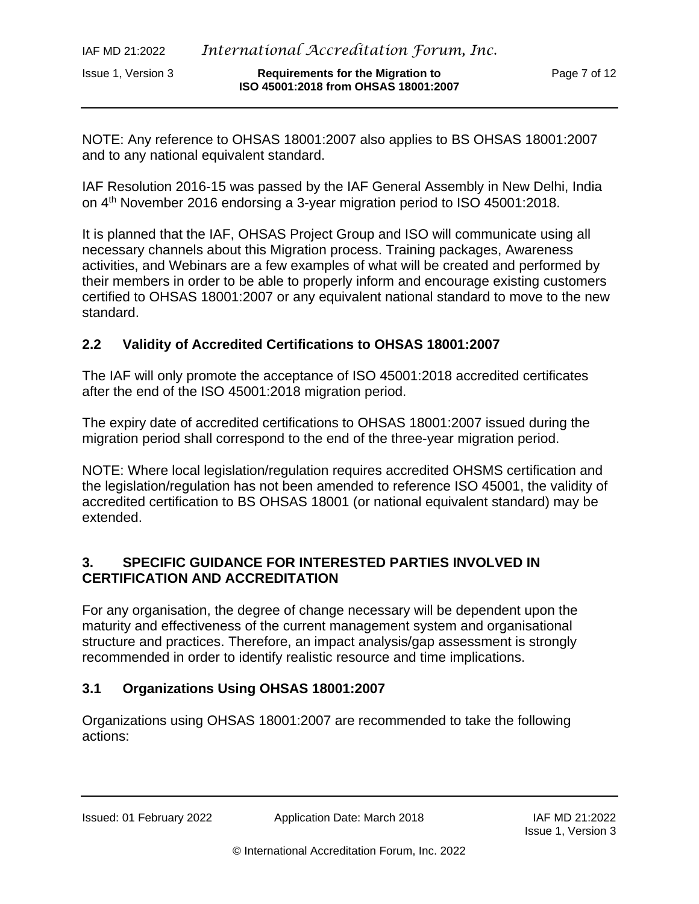NOTE: Any reference to OHSAS 18001:2007 also applies to BS OHSAS 18001:2007 and to any national equivalent standard.

IAF Resolution 2016-15 was passed by the IAF General Assembly in New Delhi, India on 4th November 2016 endorsing a 3-year migration period to ISO 45001:2018.

It is planned that the IAF, OHSAS Project Group and ISO will communicate using all necessary channels about this Migration process. Training packages, Awareness activities, and Webinars are a few examples of what will be created and performed by their members in order to be able to properly inform and encourage existing customers certified to OHSAS 18001:2007 or any equivalent national standard to move to the new standard.

### 2.2 Validity of Accredited Certifications to OHSAS 18001:2007

The IAF will only promote the acceptance of ISO 45001:2018 accredited certificates after the end of the ISO 45001:2018 migration period.

The expiry date of accredited certifications to OHSAS 18001:2007 issued during the migration period shall correspond to the end of the three-year migration period.

NOTE: Where local legislation/regulation requires accredited OHSMS certification and the legislation/regulation has not been amended to reference ISO 45001, the validity of accredited certification to BS OHSAS 18001 (or national equivalent standard) may be extended.

## 3. SPECIFIC GUIDANCE FOR INTERESTED PARTIES INVOLVED IN CERTIFICATION AND ACCREDITATION

For any organisation, the degree of change necessary will be dependent upon the maturity and effectiveness of the current management system and organisational structure and practices. Therefore, an impact analysis/gap assessment is strongly recommended in order to identify realistic resource and time implications.

### 3.1 Organizations Using OHSAS 18001:2007

Organizations using OHSAS 18001:2007 are recommended to take the following actions: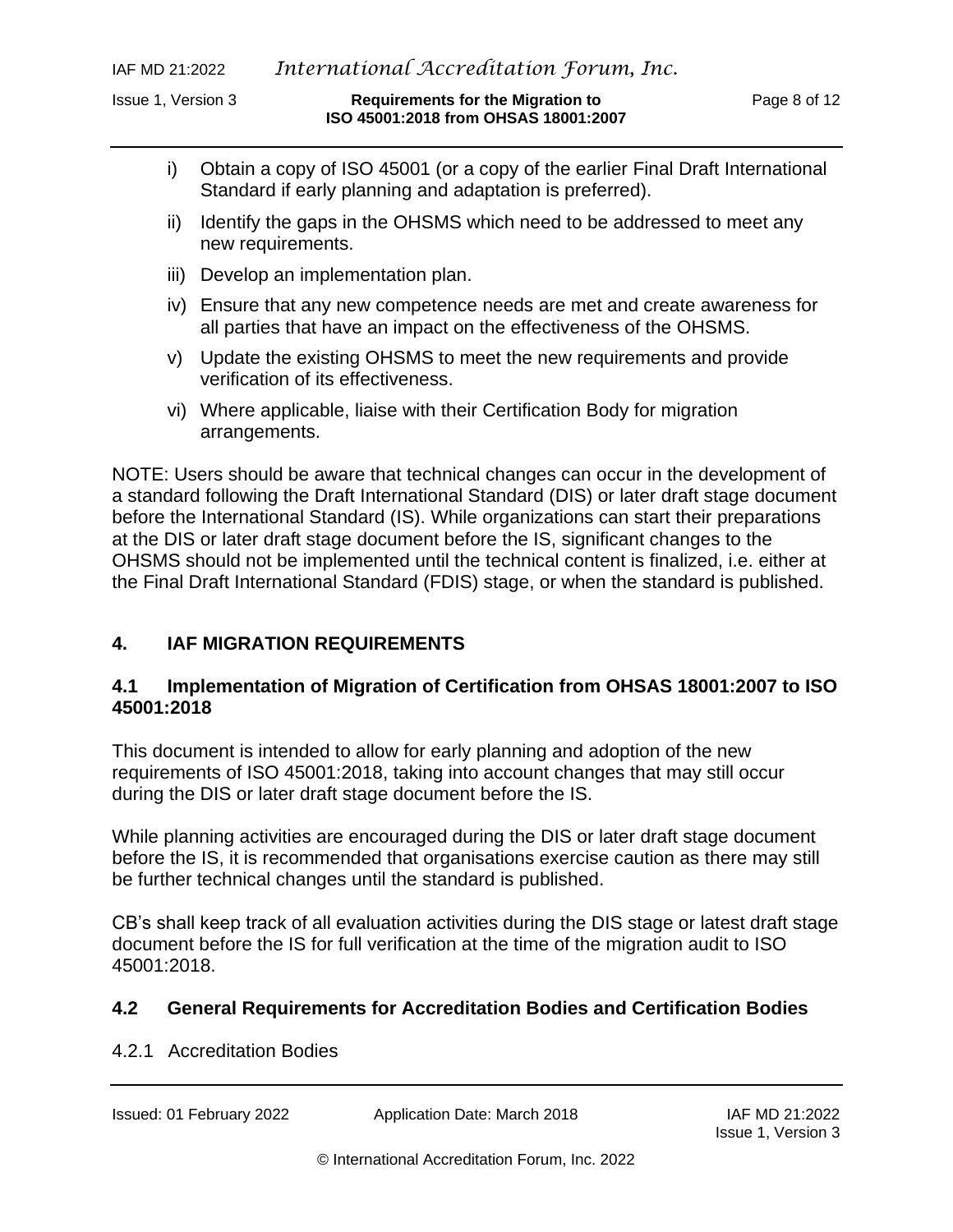i) Obtain a copy of ISO 45001 (or a copy of the earlier Final Draft International Standard if early planning and adaptation is preferred).

ii) Identify the gaps in the OHSMS which need to be addressed to meet any new requirements.

iii) Develop an implementation plan.

iv) Ensure that any new competence needs are met and create awareness for all parties that have an impact on the effectiveness of the OHSMS.

v) Update the existing OHSMS to meet the new requirements and provide verification of its effectiveness.

vi) Where applicable, liaise with their Certification Body for migration arrangements.

NOTE: Users should be aware that technical changes can occur in the development of a standard following the Draft International Standard (DIS) or later draft stage document before the International Standard (IS). While organizations can start their preparations at the DIS or later draft stage document before the IS, significant changes to the OHSMS should not be implemented until the technical content is finalized, i.e. either at the Final Draft International Standard (FDIS) stage, or when the standard is published.

## 4. IAF MIGRATION REQUIREMENTS

### 4.1 Implementation of Migration of Certification from OHSAS 18001:2007 to ISO 45001:2018

This document is intended to allow for early planning and adoption of the new requirements of ISO 45001:2018, taking into account changes that may still occur during the DIS or later draft stage document before the IS.

While planning activities are encouraged during the DIS or later draft stage document before the IS, it is recommended that organisations exercise caution as there may still be further technical changes until the standard is published.

CB's shall keep track of all evaluation activities during the DIS stage or latest draft stage document before the IS for full verification at the time of the migration audit to ISO 45001:2018.

### 4.2 General Requirements for Accreditation Bodies and Certification Bodies

4.2.1 Accreditation Bodies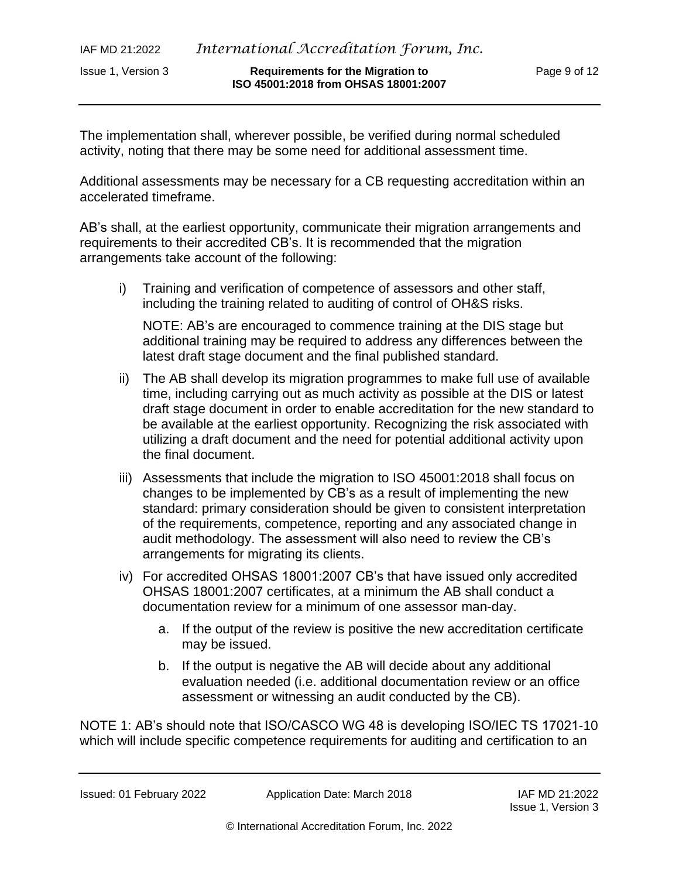The implementation shall, wherever possible, be verified during normal scheduled activity, noting that there may be some need for additional assessment time.

Additional assessments may be necessary for a CB requesting accreditation within an accelerated timeframe.

AB's shall, at the earliest opportunity, communicate their migration arrangements and requirements to their accredited CB's. It is recommended that the migration arrangements take account of the following:

i) Training and verification of competence of assessors and other staff, including the training related to auditing of control of OH&S risks.

   NOTE: AB's are encouraged to commence training at the DIS stage but additional training may be required to address any differences between the latest draft stage document and the final published standard.

ii) The AB shall develop its migration programmes to make full use of available time, including carrying out as much activity as possible at the DIS or latest draft stage document in order to enable accreditation for the new standard to be available at the earliest opportunity. Recognizing the risk associated with utilizing a draft document and the need for potential additional activity upon the final document.

iii) Assessments that include the migration to ISO 45001:2018 shall focus on changes to be implemented by CB's as a result of implementing the new standard: primary consideration should be given to consistent interpretation of the requirements, competence, reporting and any associated change in audit methodology. The assessment will also need to review the CB's arrangements for migrating its clients.

iv) For accredited OHSAS 18001:2007 CB's that have issued only accredited OHSAS 18001:2007 certificates, at a minimum the AB shall conduct a documentation review for a minimum of one assessor man-day.

   a. If the output of the review is positive the new accreditation certificate may be issued.

   b. If the output is negative the AB will decide about any additional evaluation needed (i.e. additional documentation review or an office assessment or witnessing an audit conducted by the CB).

NOTE 1: AB's should note that ISO/CASCO WG 48 is developing ISO/IEC TS 17021-10 which will include specific competence requirements for auditing and certification to an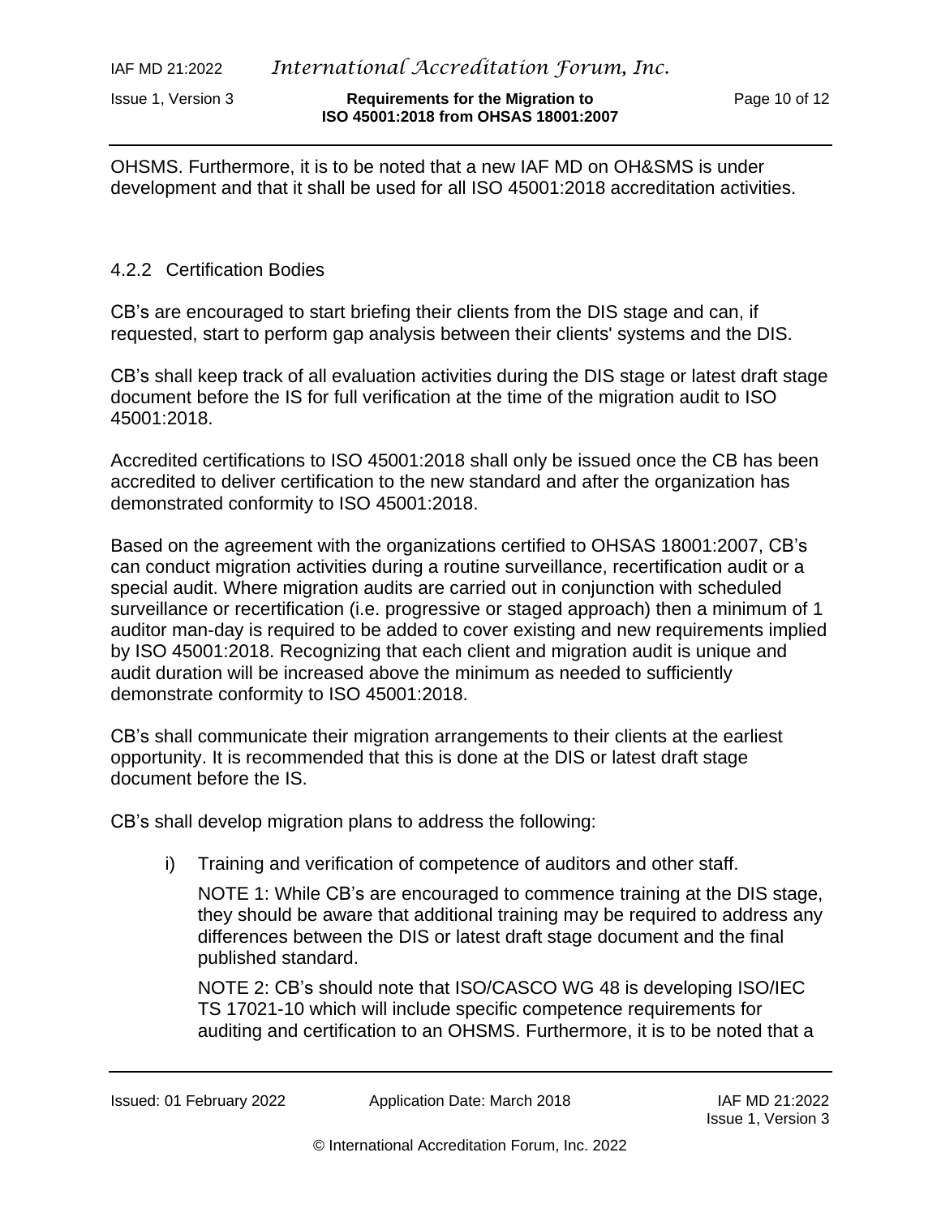OHSMS. Furthermore, it is to be noted that a new IAF MD on OH&SMS is under development and that it shall be used for all ISO 45001:2018 accreditation activities.

#### 4.2.2 Certification Bodies

CB's are encouraged to start briefing their clients from the DIS stage and can, if requested, start to perform gap analysis between their clients' systems and the DIS.

CB's shall keep track of all evaluation activities during the DIS stage or latest draft stage document before the IS for full verification at the time of the migration audit to ISO 45001:2018.

Accredited certifications to ISO 45001:2018 shall only be issued once the CB has been accredited to deliver certification to the new standard and after the organization has demonstrated conformity to ISO 45001:2018.

Based on the agreement with the organizations certified to OHSAS 18001:2007, CB's can conduct migration activities during a routine surveillance, recertification audit or a special audit. Where migration audits are carried out in conjunction with scheduled surveillance or recertification (i.e. progressive or staged approach) then a minimum of 1 auditor man-day is required to be added to cover existing and new requirements implied by ISO 45001:2018. Recognizing that each client and migration audit is unique and audit duration will be increased above the minimum as needed to sufficiently demonstrate conformity to ISO 45001:2018.

CB's shall communicate their migration arrangements to their clients at the earliest opportunity. It is recommended that this is done at the DIS or latest draft stage document before the IS.

CB's shall develop migration plans to address the following:

i) Training and verification of competence of auditors and other staff.

   NOTE 1: While CB's are encouraged to commence training at the DIS stage, they should be aware that additional training may be required to address any differences between the DIS or latest draft stage document and the final published standard.

   NOTE 2: CB's should note that ISO/CASCO WG 48 is developing ISO/IEC TS 17021-10 which will include specific competence requirements for auditing and certification to an OHSMS. Furthermore, it is to be noted that a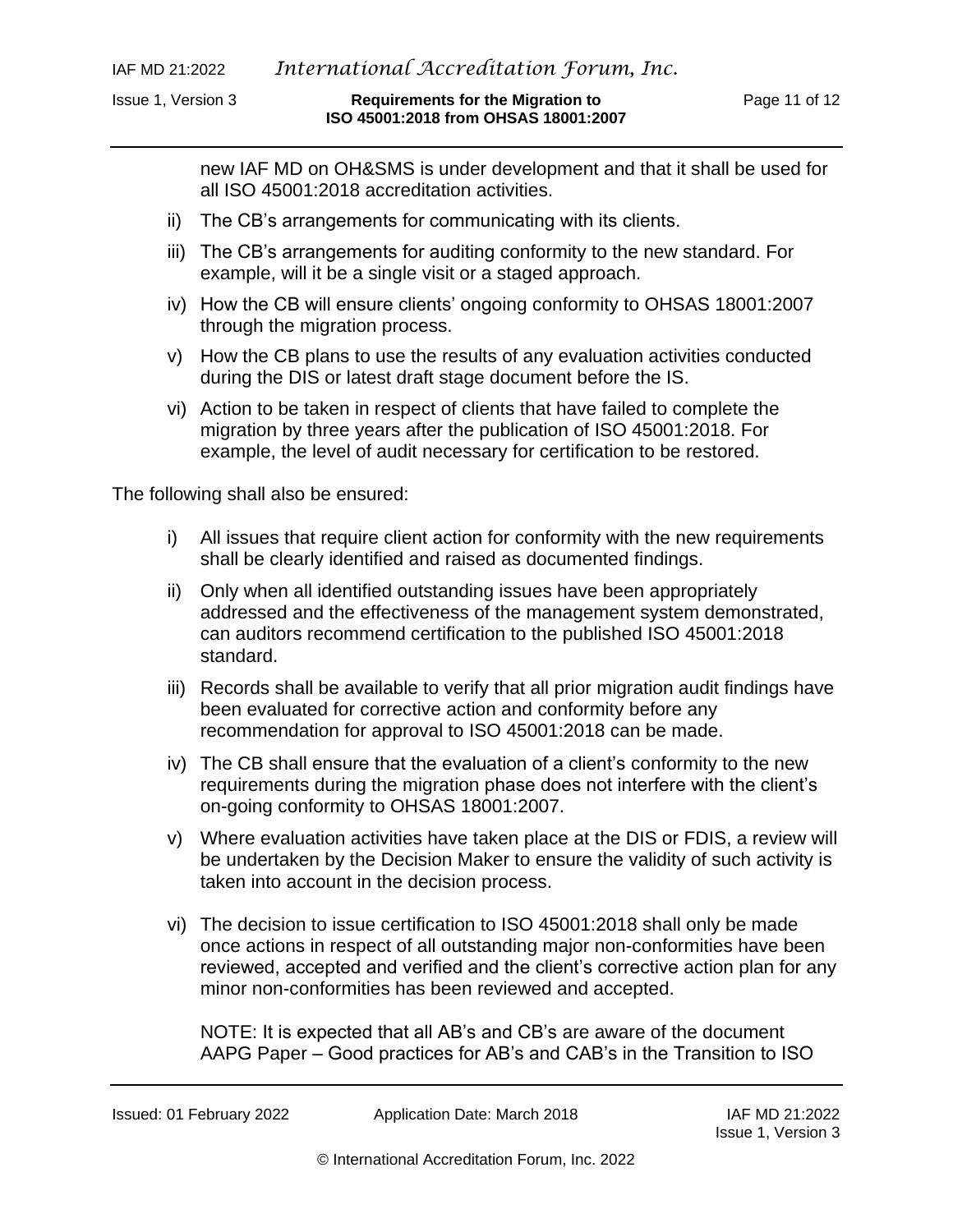new IAF MD on OH&SMS is under development and that it shall be used for all ISO 45001:2018 accreditation activities.

ii) The CB's arrangements for communicating with its clients.

iii) The CB's arrangements for auditing conformity to the new standard. For example, will it be a single visit or a staged approach.

iv) How the CB will ensure clients' ongoing conformity to OHSAS 18001:2007 through the migration process.

v) How the CB plans to use the results of any evaluation activities conducted during the DIS or latest draft stage document before the IS.

vi) Action to be taken in respect of clients that have failed to complete the migration by three years after the publication of ISO 45001:2018. For example, the level of audit necessary for certification to be restored.

The following shall also be ensured:

i) All issues that require client action for conformity with the new requirements shall be clearly identified and raised as documented findings.

ii) Only when all identified outstanding issues have been appropriately addressed and the effectiveness of the management system demonstrated, can auditors recommend certification to the published ISO 45001:2018 standard.

iii) Records shall be available to verify that all prior migration audit findings have been evaluated for corrective action and conformity before any recommendation for approval to ISO 45001:2018 can be made.

iv) The CB shall ensure that the evaluation of a client's conformity to the new requirements during the migration phase does not interfere with the client's on-going conformity to OHSAS 18001:2007.

v) Where evaluation activities have taken place at the DIS or FDIS, a review will be undertaken by the Decision Maker to ensure the validity of such activity is taken into account in the decision process.

vi) The decision to issue certification to ISO 45001:2018 shall only be made once actions in respect of all outstanding major non-conformities have been reviewed, accepted and verified and the client's corrective action plan for any minor non-conformities has been reviewed and accepted.

NOTE: It is expected that all AB's and CB's are aware of the document AAPG Paper – Good practices for AB's and CAB's in the Transition to ISO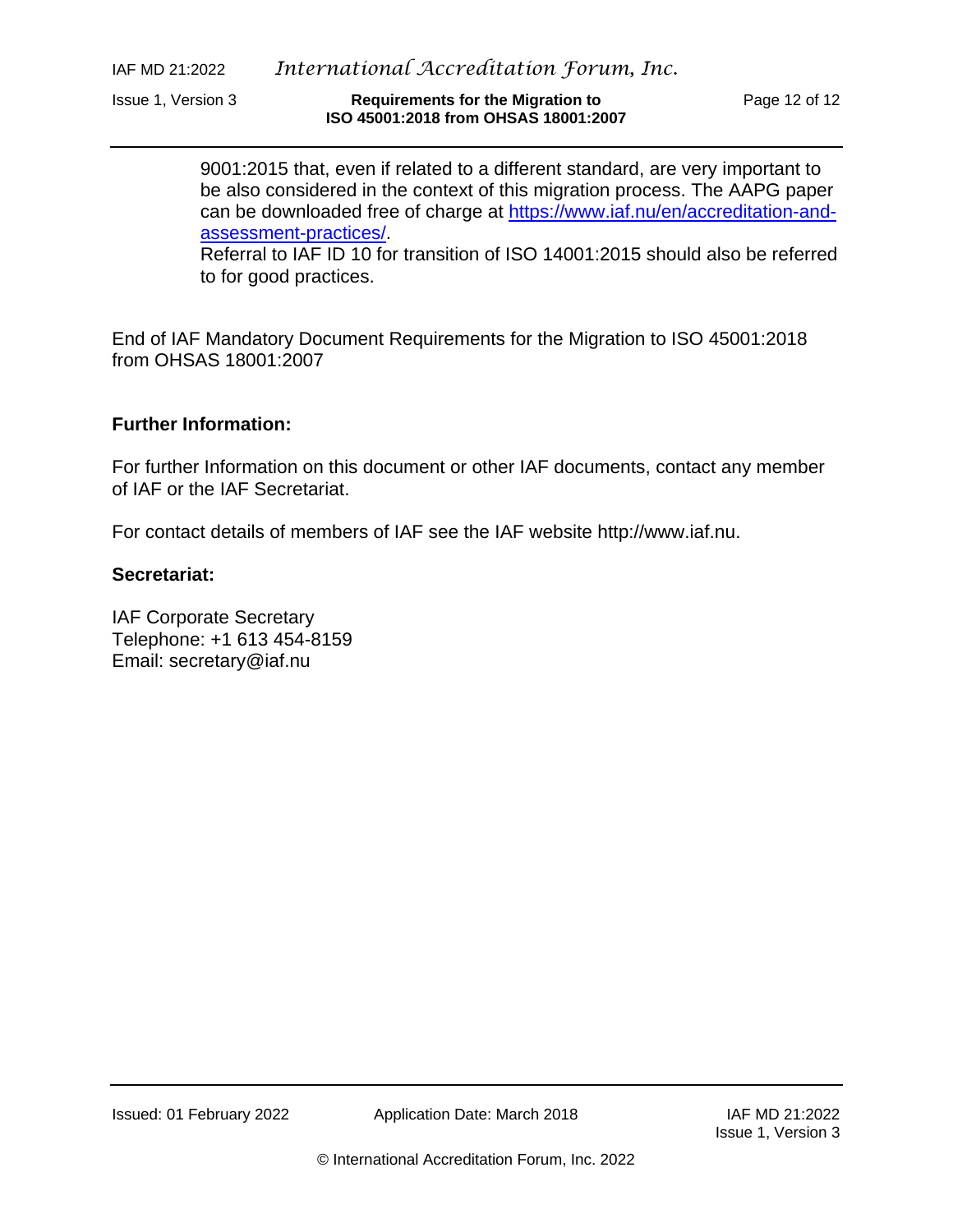9001:2015 that, even if related to a different standard, are very important to be also considered in the context of this migration process. The AAPG paper can be downloaded free of charge at [https://www.iaf.nu/en/accreditation-and-assessment-practices/](https://www.iaf.nu/en/accreditation-and-assessment-practices/).
Referral to IAF ID 10 for transition of ISO 14001:2015 should also be referred to for good practices.

End of IAF Mandatory Document Requirements for the Migration to ISO 45001:2018 from OHSAS 18001:2007

**Further Information:**

For further Information on this document or other IAF documents, contact any member of IAF or the IAF Secretariat.

For contact details of members of IAF see the IAF website http://www.iaf.nu.

**Secretariat:**

IAF Corporate Secretary
Telephone: +1 613 454-8159
Email: secretary@iaf.nu